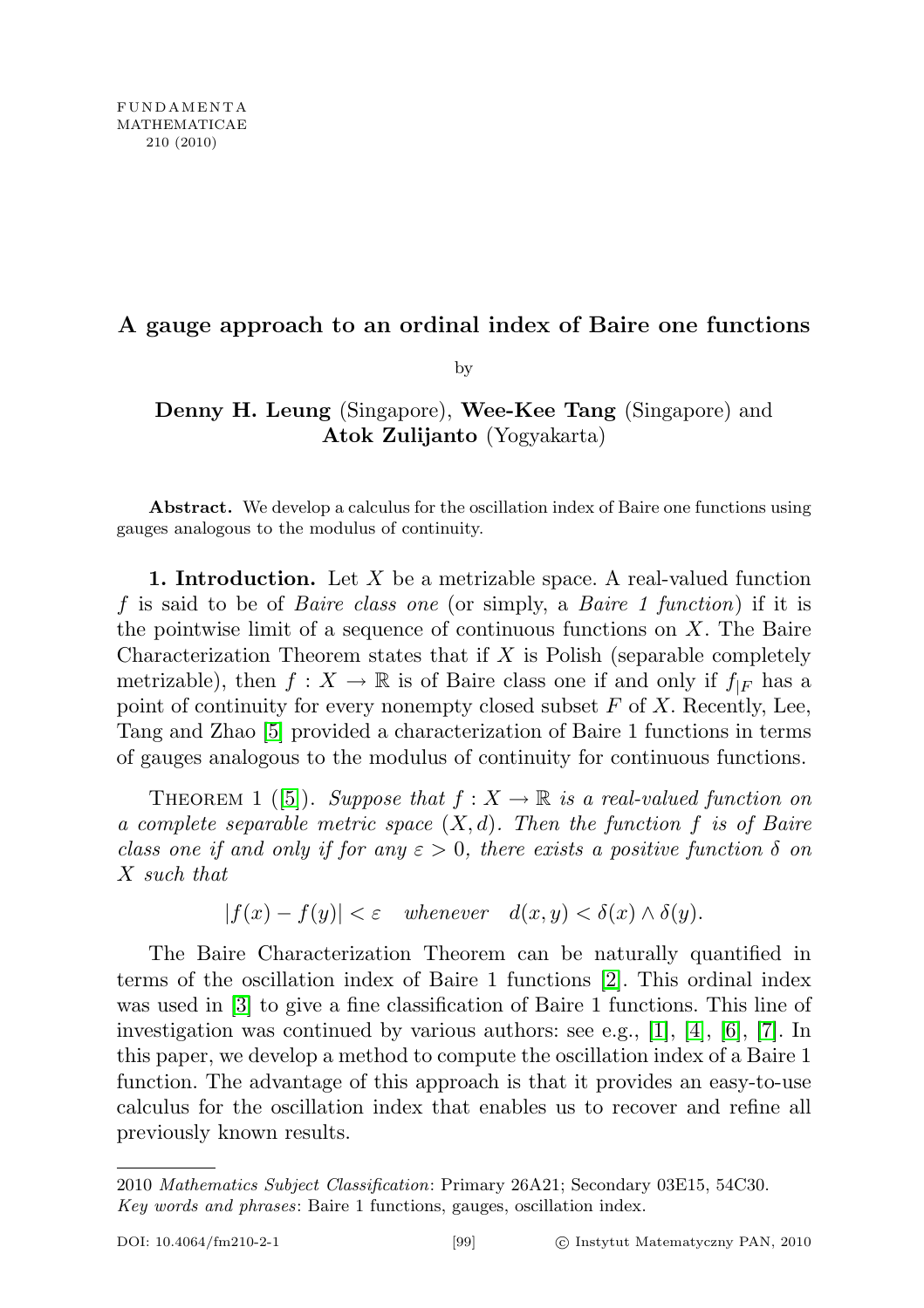# A gauge approach to an ordinal index of Baire one functions

by

**Denny H. Leung** (Singapore), **Wee-Kee Tang** (Singapore) and **Atok Zulijanto** (Yogyakarta)

**Abstract.** We develop a calculus for the oscillation index of Baire one functions using gauges analogous to the modulus of continuity.

**1. Introduction.** Let $X$ be a metrizable space. A real-valued function $f$ is said to be of *Baire class one* (or simply, a *Baire 1 function*) if it is the pointwise limit of a sequence of continuous functions on $X$. The Baire Characterization Theorem states that if $X$ is Polish (separable completely metrizable), then $f : X \to \mathbb{R}$ is of Baire class one if and only if $f_{|F}$ has a point of continuity for every nonempty closed subset $F$ of $X$. Recently, Lee, Tang and Zhao [5] provided a characterization of Baire 1 functions in terms of gauges analogous to the modulus of continuity for continuous functions.

THEOREM 1 ([5]). *Suppose that $f : X \to \mathbb{R}$ is a real-valued function on a complete separable metric space $(X, d)$. Then the function $f$ is of Baire class one if and only if for any $\varepsilon > 0$, there exists a positive function $\delta$ on $X$ such that*

$$|f(x) - f(y)| < \varepsilon \quad \text{whenever} \quad d(x, y) < \delta(x) \wedge \delta(y).$$

The Baire Characterization Theorem can be naturally quantified in terms of the oscillation index of Baire 1 functions [2]. This ordinal index was used in [3] to give a fine classification of Baire 1 functions. This line of investigation was continued by various authors: see e.g., [1], [4], [6], [7]. In this paper, we develop a method to compute the oscillation index of a Baire 1 function. The advantage of this approach is that it provides an easy-to-use calculus for the oscillation index that enables us to recover and refine all previously known results.

---

2010 *Mathematics Subject Classification*: Primary 26A21; Secondary 03E15, 54C30.
*Key words and phrases*: Baire 1 functions, gauges, oscillation index.

DOI: 10.4064/fm210-2-1 © Instytut Matematyczny PAN, 2010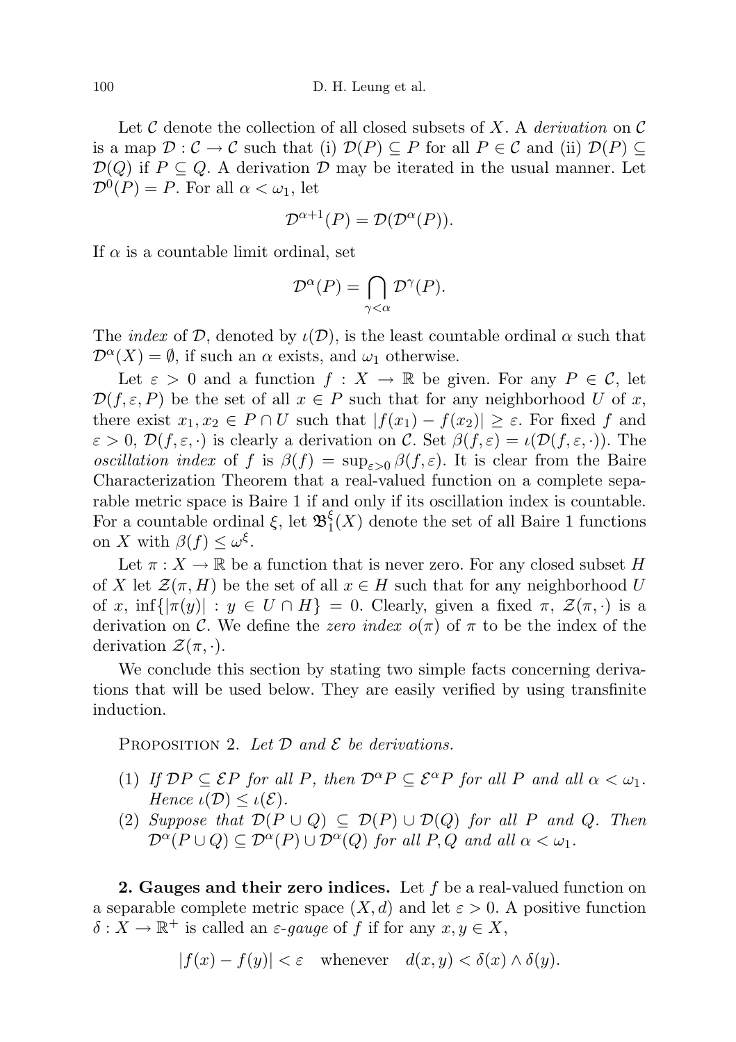Let $\mathcal{C}$ denote the collection of all closed subsets of $X$. A *derivation* on $\mathcal{C}$ is a map $\mathcal{D} : \mathcal{C} \to \mathcal{C}$ such that (i) $\mathcal{D}(P) \subseteq P$ for all $P \in \mathcal{C}$ and (ii) $\mathcal{D}(P) \subseteq \mathcal{D}(Q)$ if $P \subseteq Q$. A derivation $\mathcal{D}$ may be iterated in the usual manner. Let $\mathcal{D}^0(P) = P$. For all $\alpha < \omega_1$, let

$$\mathcal{D}^{\alpha+1}(P) = \mathcal{D}(\mathcal{D}^{\alpha}(P)).$$

If $\alpha$ is a countable limit ordinal, set

$$\mathcal{D}^{\alpha}(P) = \bigcap_{\gamma<\alpha} \mathcal{D}^{\gamma}(P).$$

The *index* of $\mathcal{D}$, denoted by $\iota(\mathcal{D})$, is the least countable ordinal $\alpha$ such that $\mathcal{D}^{\alpha}(X) = \emptyset$, if such an $\alpha$ exists, and $\omega_1$ otherwise.

Let $\varepsilon > 0$ and a function $f : X \to \mathbb{R}$ be given. For any $P \in \mathcal{C}$, let $\mathcal{D}(f, \varepsilon, P)$ be the set of all $x \in P$ such that for any neighborhood $U$ of $x$, there exist $x_1, x_2 \in P \cap U$ such that $|f(x_1) - f(x_2)| \geq \varepsilon$. For fixed $f$ and $\varepsilon > 0$, $\mathcal{D}(f, \varepsilon, \cdot)$ is clearly a derivation on $\mathcal{C}$. Set $\beta(f, \varepsilon) = \iota(\mathcal{D}(f, \varepsilon, \cdot))$. The *oscillation index* of $f$ is $\beta(f) = \sup_{\varepsilon>0} \beta(f, \varepsilon)$. It is clear from the Baire Characterization Theorem that a real-valued function on a complete separable metric space is Baire 1 if and only if its oscillation index is countable. For a countable ordinal $\xi$, let $\mathfrak{B}_1^{\xi}(X)$ denote the set of all Baire 1 functions on $X$ with $\beta(f) \leq \omega^{\xi}$.

Let $\pi : X \to \mathbb{R}$ be a function that is never zero. For any closed subset $H$ of $X$ let $\mathcal{Z}(\pi, H)$ be the set of all $x \in H$ such that for any neighborhood $U$ of $x$, $\inf\{|\pi(y)| : y \in U \cap H\} = 0$. Clearly, given a fixed $\pi$, $\mathcal{Z}(\pi, \cdot)$ is a derivation on $\mathcal{C}$. We define the *zero index* $o(\pi)$ of $\pi$ to be the index of the derivation $\mathcal{Z}(\pi, \cdot)$.

We conclude this section by stating two simple facts concerning derivations that will be used below. They are easily verified by using transfinite induction.

Proposition 2. *Let $\mathcal{D}$ and $\mathcal{E}$ be derivations.*

1. *If $\mathcal{D}P \subseteq \mathcal{E}P$ for all $P$, then $\mathcal{D}^{\alpha}P \subseteq \mathcal{E}^{\alpha}P$ for all $P$ and all $\alpha < \omega_1$. Hence $\iota(\mathcal{D}) \leq \iota(\mathcal{E})$.*
2. *Suppose that $\mathcal{D}(P \cup Q) \subseteq \mathcal{D}(P) \cup \mathcal{D}(Q)$ for all $P$ and $Q$. Then $\mathcal{D}^{\alpha}(P \cup Q) \subseteq \mathcal{D}^{\alpha}(P) \cup \mathcal{D}^{\alpha}(Q)$ for all $P, Q$ and all $\alpha < \omega_1$.*

**2. Gauges and their zero indices.** Let $f$ be a real-valued function on a separable complete metric space $(X, d)$ and let $\varepsilon > 0$. A positive function $\delta : X \to \mathbb{R}^+$ is called an *$\varepsilon$-gauge* of $f$ if for any $x, y \in X$,

$$|f(x) - f(y)| < \varepsilon \quad \text{whenever} \quad d(x, y) < \delta(x) \wedge \delta(y).$$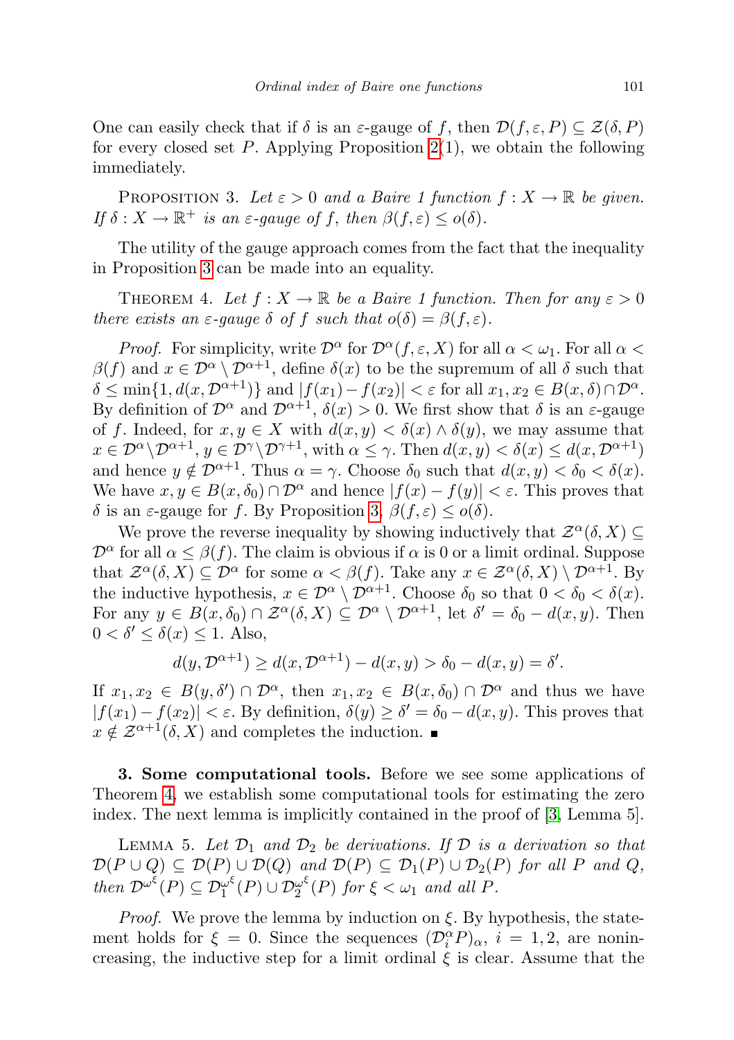One can easily check that if $\delta$ is an $\varepsilon$-gauge of $f$, then $\mathcal{D}(f,\varepsilon,P) \subseteq \mathcal{Z}(\delta,P)$ for every closed set $P$. Applying Proposition 2(1), we obtain the following immediately.

Proposition 3. *Let $\varepsilon > 0$ and a Baire 1 function $f : X \to \mathbb{R}$ be given. If $\delta : X \to \mathbb{R}^+$ is an $\varepsilon$-gauge of $f$, then $\beta(f,\varepsilon) \le o(\delta)$.*

The utility of the gauge approach comes from the fact that the inequality in Proposition 3 can be made into an equality.

Theorem 4. *Let $f : X \to \mathbb{R}$ be a Baire 1 function. Then for any $\varepsilon > 0$ there exists an $\varepsilon$-gauge $\delta$ of $f$ such that $o(\delta) = \beta(f,\varepsilon)$.*

*Proof.* For simplicity, write $\mathcal{D}^\alpha$ for $\mathcal{D}^\alpha(f,\varepsilon,X)$ for all $\alpha < \omega_1$. For all $\alpha < \beta(f)$ and $x \in \mathcal{D}^\alpha \setminus \mathcal{D}^{\alpha+1}$, define $\delta(x)$ to be the supremum of all $\delta$ such that $\delta \le \min\{1, d(x,\mathcal{D}^{\alpha+1})\}$ and $|f(x_1) - f(x_2)| < \varepsilon$ for all $x_1, x_2 \in B(x,\delta) \cap \mathcal{D}^\alpha$. By definition of $\mathcal{D}^\alpha$ and $\mathcal{D}^{\alpha+1}$, $\delta(x) > 0$. We first show that $\delta$ is an $\varepsilon$-gauge of $f$. Indeed, for $x, y \in X$ with $d(x,y) < \delta(x) \wedge \delta(y)$, we may assume that $x \in \mathcal{D}^\alpha \setminus \mathcal{D}^{\alpha+1}$, $y \in \mathcal{D}^\gamma \setminus \mathcal{D}^{\gamma+1}$, with $\alpha \le \gamma$. Then $d(x,y) < \delta(x) \le d(x,\mathcal{D}^{\alpha+1})$ and hence $y \notin \mathcal{D}^{\alpha+1}$. Thus $\alpha = \gamma$. Choose $\delta_0$ such that $d(x,y) < \delta_0 < \delta(x)$. We have $x, y \in B(x,\delta_0) \cap \mathcal{D}^\alpha$ and hence $|f(x) - f(y)| < \varepsilon$. This proves that $\delta$ is an $\varepsilon$-gauge for $f$. By Proposition 3, $\beta(f,\varepsilon) \le o(\delta)$.

We prove the reverse inequality by showing inductively that $\mathcal{Z}^\alpha(\delta,X) \subseteq \mathcal{D}^\alpha$ for all $\alpha \le \beta(f)$. The claim is obvious if $\alpha$ is 0 or a limit ordinal. Suppose that $\mathcal{Z}^\alpha(\delta,X) \subseteq \mathcal{D}^\alpha$ for some $\alpha < \beta(f)$. Take any $x \in \mathcal{Z}^\alpha(\delta,X) \setminus \mathcal{D}^{\alpha+1}$. By the inductive hypothesis, $x \in \mathcal{D}^\alpha \setminus \mathcal{D}^{\alpha+1}$. Choose $\delta_0$ so that $0 < \delta_0 < \delta(x)$. For any $y \in B(x,\delta_0) \cap \mathcal{Z}^\alpha(\delta,X) \subseteq \mathcal{D}^\alpha \setminus \mathcal{D}^{\alpha+1}$, let $\delta' = \delta_0 - d(x,y)$. Then $0 < \delta' \le \delta(x) \le 1$. Also,

$$d(y,\mathcal{D}^{\alpha+1}) \ge d(x,\mathcal{D}^{\alpha+1}) - d(x,y) > \delta_0 - d(x,y) = \delta'.$$

If $x_1, x_2 \in B(y,\delta') \cap \mathcal{D}^\alpha$, then $x_1, x_2 \in B(x,\delta_0) \cap \mathcal{D}^\alpha$ and thus we have $|f(x_1) - f(x_2)| < \varepsilon$. By definition, $\delta(y) \ge \delta' = \delta_0 - d(x,y)$. This proves that $x \notin \mathcal{Z}^{\alpha+1}(\delta,X)$ and completes the induction. ■

**3. Some computational tools.** Before we see some applications of Theorem 4, we establish some computational tools for estimating the zero index. The next lemma is implicitly contained in the proof of [3, Lemma 5].

Lemma 5. *Let $\mathcal{D}_1$ and $\mathcal{D}_2$ be derivations. If $\mathcal{D}$ is a derivation so that $\mathcal{D}(P \cup Q) \subseteq \mathcal{D}(P) \cup \mathcal{D}(Q)$ and $\mathcal{D}(P) \subseteq \mathcal{D}_1(P) \cup \mathcal{D}_2(P)$ for all $P$ and $Q$, then $\mathcal{D}^{\omega^\xi}(P) \subseteq \mathcal{D}_1^{\omega^\xi}(P) \cup \mathcal{D}_2^{\omega^\xi}(P)$ for $\xi < \omega_1$ and all $P$.*

*Proof.* We prove the lemma by induction on $\xi$. By hypothesis, the statement holds for $\xi = 0$. Since the sequences $(\mathcal{D}_i^\alpha P)_\alpha$, $i = 1, 2$, are nonincreasing, the inductive step for a limit ordinal $\xi$ is clear. Assume that the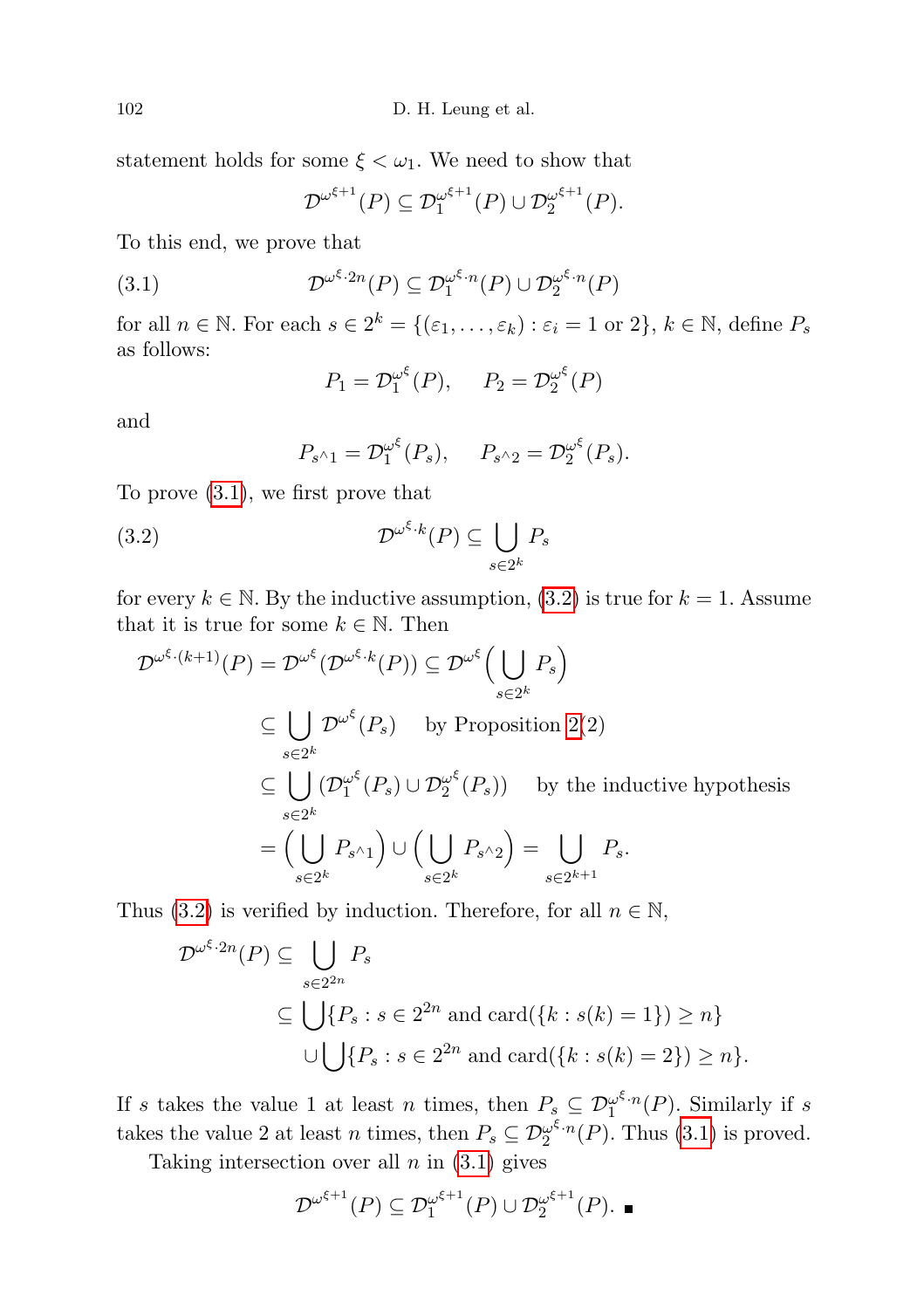statement holds for some $\xi < \omega_1$. We need to show that

$$\mathcal{D}^{\omega^{\xi+1}}(P) \subseteq \mathcal{D}_1^{\omega^{\xi+1}}(P) \cup \mathcal{D}_2^{\omega^{\xi+1}}(P).$$

To this end, we prove that

$$\mathcal{D}^{\omega^\xi \cdot 2n}(P) \subseteq \mathcal{D}_1^{\omega^\xi \cdot n}(P) \cup \mathcal{D}_2^{\omega^\xi \cdot n}(P) \tag{3.1}$$

for all $n \in \mathbb{N}$. For each $s \in 2^k = \{(\varepsilon_1, \ldots, \varepsilon_k) : \varepsilon_i = 1 \text{ or } 2\}$, $k \in \mathbb{N}$, define $P_s$ as follows:

$$P_1 = \mathcal{D}_1^{\omega^\xi}(P), \qquad P_2 = \mathcal{D}_2^{\omega^\xi}(P)$$

and

$$P_{s^\wedge 1} = \mathcal{D}_1^{\omega^\xi}(P_s), \qquad P_{s^\wedge 2} = \mathcal{D}_2^{\omega^\xi}(P_s).$$

To prove (3.1), we first prove that

$$\mathcal{D}^{\omega^\xi \cdot k}(P) \subseteq \bigcup_{s \in 2^k} P_s \tag{3.2}$$

for every $k \in \mathbb{N}$. By the inductive assumption, (3.2) is true for $k = 1$. Assume that it is true for some $k \in \mathbb{N}$. Then

$$\begin{aligned}
\mathcal{D}^{\omega^\xi \cdot (k+1)}(P) &= \mathcal{D}^{\omega^\xi}(\mathcal{D}^{\omega^\xi \cdot k}(P)) \subseteq \mathcal{D}^{\omega^\xi}\Big(\bigcup_{s \in 2^k} P_s\Big) \\
&\subseteq \bigcup_{s \in 2^k} \mathcal{D}^{\omega^\xi}(P_s) \quad \text{ by Proposition 2(2)} \\
&\subseteq \bigcup_{s \in 2^k} (\mathcal{D}_1^{\omega^\xi}(P_s) \cup \mathcal{D}_2^{\omega^\xi}(P_s)) \quad \text{ by the inductive hypothesis} \\
&= \Big(\bigcup_{s \in 2^k} P_{s^\wedge 1}\Big) \cup \Big(\bigcup_{s \in 2^k} P_{s^\wedge 2}\Big) = \bigcup_{s \in 2^{k+1}} P_s.
\end{aligned}$$

Thus (3.2) is verified by induction. Therefore, for all $n \in \mathbb{N}$,

$$\begin{aligned}
\mathcal{D}^{\omega^\xi \cdot 2n}(P) &\subseteq \bigcup_{s \in 2^{2n}} P_s \\
&\subseteq \bigcup \{P_s : s \in 2^{2n} \text{ and } \operatorname{card}(\{k : s(k) = 1\}) \geq n\} \\
&\quad \cup \bigcup \{P_s : s \in 2^{2n} \text{ and } \operatorname{card}(\{k : s(k) = 2\}) \geq n\}.
\end{aligned}$$

If $s$ takes the value 1 at least $n$ times, then $P_s \subseteq \mathcal{D}_1^{\omega^\xi \cdot n}(P)$. Similarly if $s$ takes the value 2 at least $n$ times, then $P_s \subseteq \mathcal{D}_2^{\omega^\xi \cdot n}(P)$. Thus (3.1) is proved.

Taking intersection over all $n$ in (3.1) gives

$$\mathcal{D}^{\omega^{\xi+1}}(P) \subseteq \mathcal{D}_1^{\omega^{\xi+1}}(P) \cup \mathcal{D}_2^{\omega^{\xi+1}}(P). \ \blacksquare$$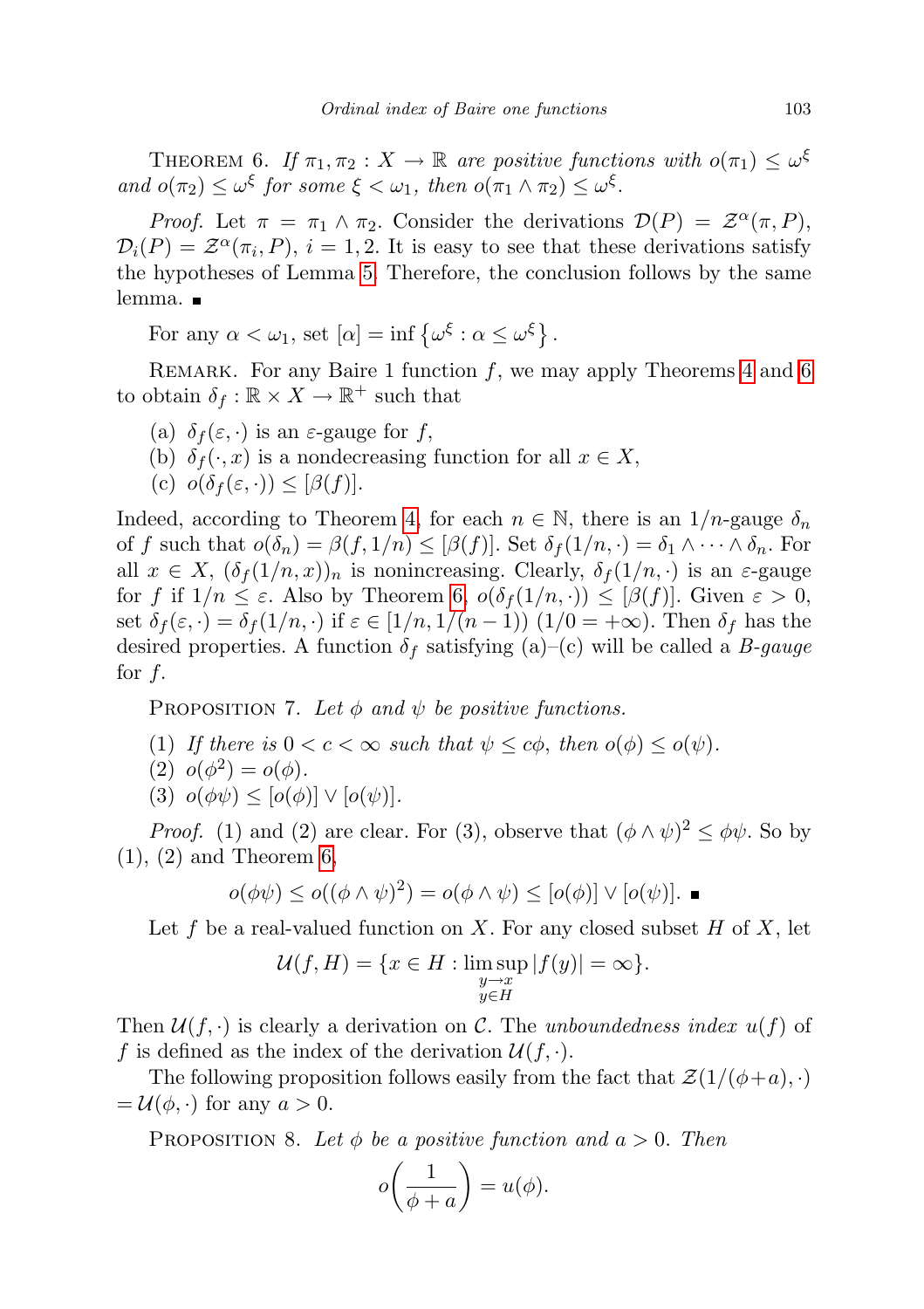THEOREM 6. *If $\pi_1, \pi_2 : X \to \mathbb{R}$ are positive functions with $o(\pi_1) \le \omega^\xi$ and $o(\pi_2) \le \omega^\xi$ for some $\xi < \omega_1$, then $o(\pi_1 \wedge \pi_2) \le \omega^\xi$.*

*Proof.* Let $\pi = \pi_1 \wedge \pi_2$. Consider the derivations $\mathcal{D}(P) = \mathcal{Z}^\alpha(\pi, P)$, $\mathcal{D}_i(P) = \mathcal{Z}^\alpha(\pi_i, P)$, $i = 1, 2$. It is easy to see that these derivations satisfy the hypotheses of Lemma 5. Therefore, the conclusion follows by the same lemma. ∎

For any $\alpha < \omega_1$, set $[\alpha] = \inf\left\{\omega^\xi : \alpha \le \omega^\xi\right\}$.

REMARK. For any Baire 1 function $f$, we may apply Theorems 4 and 6 to obtain $\delta_f : \mathbb{R} \times X \to \mathbb{R}^+$ such that

- (a) $\delta_f(\varepsilon, \cdot)$ is an $\varepsilon$-gauge for $f$,
- (b) $\delta_f(\cdot, x)$ is a nondecreasing function for all $x \in X$,
- (c) $o(\delta_f(\varepsilon, \cdot)) \le [\beta(f)]$.

Indeed, according to Theorem 4, for each $n \in \mathbb{N}$, there is an $1/n$-gauge $\delta_n$ of $f$ such that $o(\delta_n) = \beta(f, 1/n) \le [\beta(f)]$. Set $\delta_f(1/n, \cdot) = \delta_1 \wedge \cdots \wedge \delta_n$. For all $x \in X$, $(\delta_f(1/n, x))_n$ is nonincreasing. Clearly, $\delta_f(1/n, \cdot)$ is an $\varepsilon$-gauge for $f$ if $1/n \le \varepsilon$. Also by Theorem 6, $o(\delta_f(1/n, \cdot)) \le [\beta(f)]$. Given $\varepsilon > 0$, set $\delta_f(\varepsilon, \cdot) = \delta_f(1/n, \cdot)$ if $\varepsilon \in [1/n, 1/(n-1))$ $(1/0 = +\infty)$. Then $\delta_f$ has the desired properties. A function $\delta_f$ satisfying (a)–(c) will be called a *B-gauge* for $f$.

PROPOSITION 7. *Let $\phi$ and $\psi$ be positive functions.*

- (1) *If there is $0 < c < \infty$ such that $\psi \le c\phi$, then $o(\phi) \le o(\psi)$.*
- (2) *$o(\phi^2) = o(\phi)$.*
- (3) *$o(\phi\psi) \le [o(\phi)] \vee [o(\psi)]$.*

*Proof.* (1) and (2) are clear. For (3), observe that $(\phi \wedge \psi)^2 \le \phi\psi$. So by (1), (2) and Theorem 6,

$$o(\phi\psi) \le o((\phi \wedge \psi)^2) = o(\phi \wedge \psi) \le [o(\phi)] \vee [o(\psi)]. \ ∎$$

Let $f$ be a real-valued function on $X$. For any closed subset $H$ of $X$, let

$$\mathcal{U}(f, H) = \{x \in H : \limsup_{\substack{y \to x \\ y \in H}} |f(y)| = \infty\}.$$

Then $\mathcal{U}(f, \cdot)$ is clearly a derivation on $\mathcal{C}$. The *unboundedness index* $u(f)$ of $f$ is defined as the index of the derivation $\mathcal{U}(f, \cdot)$.

The following proposition follows easily from the fact that $\mathcal{Z}(1/(\phi + a), \cdot) = \mathcal{U}(\phi, \cdot)$ for any $a > 0$.

PROPOSITION 8. *Let $\phi$ be a positive function and $a > 0$. Then*

$$o\left(\frac{1}{\phi + a}\right) = u(\phi).$$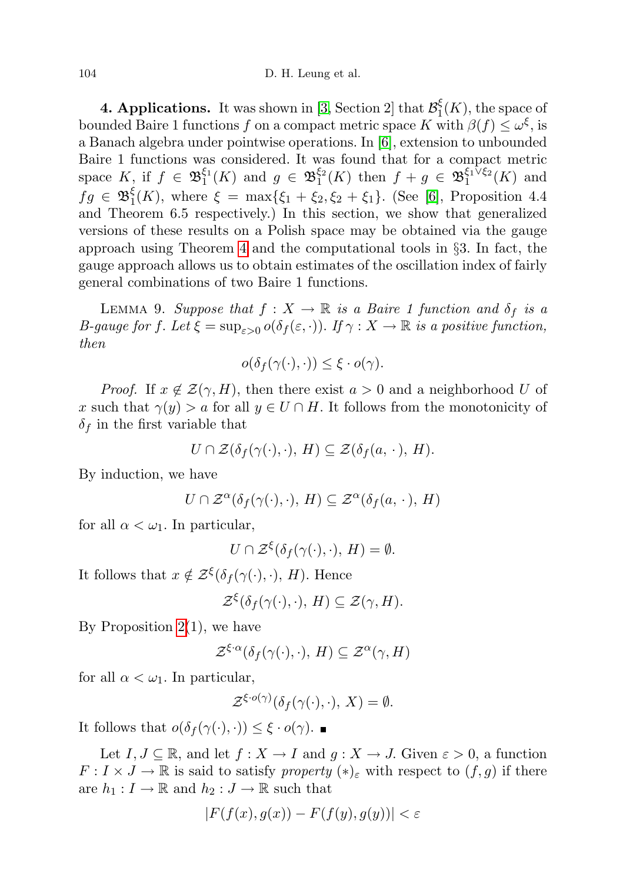**4. Applications.** It was shown in [3, Section 2] that $\mathcal{B}_1^\xi(K)$, the space of bounded Baire 1 functions $f$ on a compact metric space $K$ with $\beta(f) \le \omega^\xi$, is a Banach algebra under pointwise operations. In [6], extension to unbounded Baire 1 functions was considered. It was found that for a compact metric space $K$, if $f \in \mathfrak{B}_1^{\xi_1}(K)$ and $g \in \mathfrak{B}_1^{\xi_2}(K)$ then $f+g \in \mathfrak{B}_1^{\xi_1 \vee \xi_2}(K)$ and $fg \in \mathfrak{B}_1^{\xi}(K)$, where $\xi = \max\{\xi_1 + \xi_2, \xi_2 + \xi_1\}$. (See [6], Proposition 4.4 and Theorem 6.5 respectively.) In this section, we show that generalized versions of these results on a Polish space may be obtained via the gauge approach using Theorem 4 and the computational tools in §3. In fact, the gauge approach allows us to obtain estimates of the oscillation index of fairly general combinations of two Baire 1 functions.

LEMMA 9. *Suppose that $f : X \to \mathbb{R}$ is a Baire 1 function and $\delta_f$ is a B-gauge for $f$. Let $\xi = \sup_{\varepsilon>0} o(\delta_f(\varepsilon,\cdot))$. If $\gamma : X \to \mathbb{R}$ is a positive function, then*

$$o(\delta_f(\gamma(\cdot),\cdot)) \le \xi \cdot o(\gamma).$$

*Proof.* If $x \notin \mathcal{Z}(\gamma, H)$, then there exist $a > 0$ and a neighborhood $U$ of $x$ such that $\gamma(y) > a$ for all $y \in U \cap H$. It follows from the monotonicity of $\delta_f$ in the first variable that

$$U \cap \mathcal{Z}(\delta_f(\gamma(\cdot),\cdot),\, H) \subseteq \mathcal{Z}(\delta_f(a,\cdot),\, H).$$

By induction, we have

$$U \cap \mathcal{Z}^\alpha(\delta_f(\gamma(\cdot),\cdot),\, H) \subseteq \mathcal{Z}^\alpha(\delta_f(a,\cdot),\, H)$$

for all $\alpha < \omega_1$. In particular,

$$U \cap \mathcal{Z}^\xi(\delta_f(\gamma(\cdot),\cdot),\, H) = \emptyset.$$

It follows that $x \notin \mathcal{Z}^\xi(\delta_f(\gamma(\cdot),\cdot),\, H)$. Hence

$$\mathcal{Z}^\xi(\delta_f(\gamma(\cdot),\cdot),\, H) \subseteq \mathcal{Z}(\gamma, H).$$

By Proposition 2(1), we have

$$\mathcal{Z}^{\xi\cdot\alpha}(\delta_f(\gamma(\cdot),\cdot),\, H) \subseteq \mathcal{Z}^\alpha(\gamma, H)$$

for all $\alpha < \omega_1$. In particular,

$$\mathcal{Z}^{\xi\cdot o(\gamma)}(\delta_f(\gamma(\cdot),\cdot),\, X) = \emptyset.$$

It follows that $o(\delta_f(\gamma(\cdot),\cdot)) \le \xi \cdot o(\gamma)$. ∎

Let $I, J \subseteq \mathbb{R}$, and let $f : X \to I$ and $g : X \to J$. Given $\varepsilon > 0$, a function $F : I \times J \to \mathbb{R}$ is said to satisfy *property* $(*)_\varepsilon$ with respect to $(f,g)$ if there are $h_1 : I \to \mathbb{R}$ and $h_2 : J \to \mathbb{R}$ such that

$$|F(f(x), g(x)) - F(f(y), g(y))| < \varepsilon$$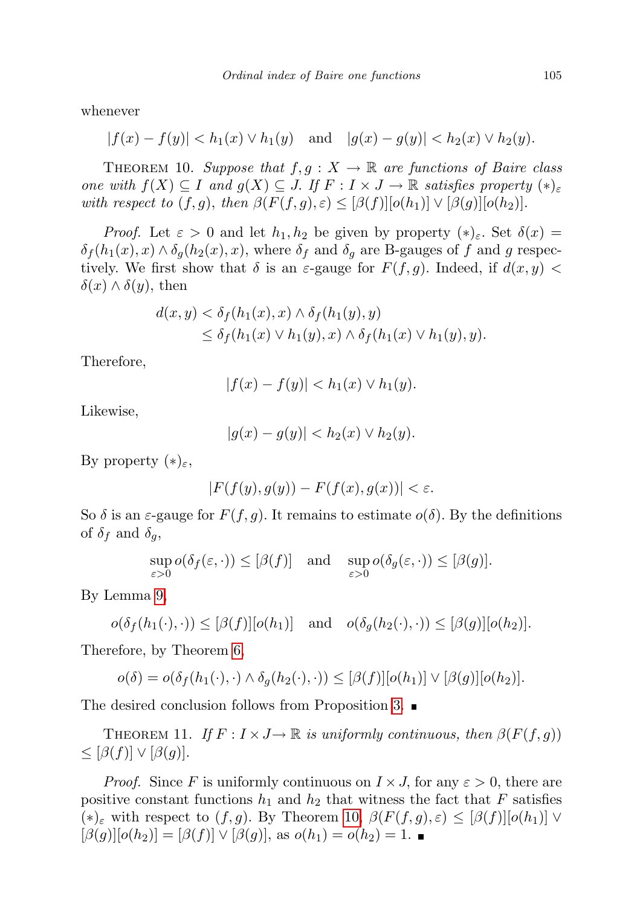whenever

$$|f(x) - f(y)| < h_1(x) \vee h_1(y) \quad \text{and} \quad |g(x) - g(y)| < h_2(x) \vee h_2(y).$$

THEOREM 10. *Suppose that $f, g : X \to \mathbb{R}$ are functions of Baire class one with $f(X) \subseteq I$ and $g(X) \subseteq J$. If $F : I \times J \to \mathbb{R}$ satisfies property $(*)_\varepsilon$ with respect to $(f, g)$, then $\beta(F(f, g), \varepsilon) \leq [\beta(f)][o(h_1)] \vee [\beta(g)][o(h_2)]$.*

*Proof.* Let $\varepsilon > 0$ and let $h_1, h_2$ be given by property $(*)_\varepsilon$. Set $\delta(x) = \delta_f(h_1(x), x) \wedge \delta_g(h_2(x), x)$, where $\delta_f$ and $\delta_g$ are B-gauges of $f$ and $g$ respectively. We first show that $\delta$ is an $\varepsilon$-gauge for $F(f, g)$. Indeed, if $d(x, y) < \delta(x) \wedge \delta(y)$, then

$$\begin{aligned} d(x, y) &< \delta_f(h_1(x), x) \wedge \delta_f(h_1(y), y) \\ &\leq \delta_f(h_1(x) \vee h_1(y), x) \wedge \delta_f(h_1(x) \vee h_1(y), y). \end{aligned}$$

Therefore,

$$|f(x) - f(y)| < h_1(x) \vee h_1(y).$$

Likewise,

$$|g(x) - g(y)| < h_2(x) \vee h_2(y).$$

By property $(*)_\varepsilon$,

$$|F(f(y), g(y)) - F(f(x), g(x))| < \varepsilon.$$

So $\delta$ is an $\varepsilon$-gauge for $F(f, g)$. It remains to estimate $o(\delta)$. By the definitions of $\delta_f$ and $\delta_g$,

$$\sup_{\varepsilon > 0} o(\delta_f(\varepsilon, \cdot)) \leq [\beta(f)] \quad \text{and} \quad \sup_{\varepsilon > 0} o(\delta_g(\varepsilon, \cdot)) \leq [\beta(g)].$$

By Lemma 9,

$$o(\delta_f(h_1(\cdot), \cdot)) \leq [\beta(f)][o(h_1)] \quad \text{and} \quad o(\delta_g(h_2(\cdot), \cdot)) \leq [\beta(g)][o(h_2)].$$

Therefore, by Theorem 6,

$$o(\delta) = o(\delta_f(h_1(\cdot), \cdot) \wedge \delta_g(h_2(\cdot), \cdot)) \leq [\beta(f)][o(h_1)] \vee [\beta(g)][o(h_2)].$$

The desired conclusion follows from Proposition 3. ∎

THEOREM 11. *If $F : I \times J \to \mathbb{R}$ is uniformly continuous, then $\beta(F(f, g)) \leq [\beta(f)] \vee [\beta(g)]$.*

*Proof.* Since $F$ is uniformly continuous on $I \times J$, for any $\varepsilon > 0$, there are positive constant functions $h_1$ and $h_2$ that witness the fact that $F$ satisfies $(*)_\varepsilon$ with respect to $(f, g)$. By Theorem 10, $\beta(F(f, g), \varepsilon) \leq [\beta(f)][o(h_1)] \vee [\beta(g)][o(h_2)] = [\beta(f)] \vee [\beta(g)]$, as $o(h_1) = o(h_2) = 1$. ∎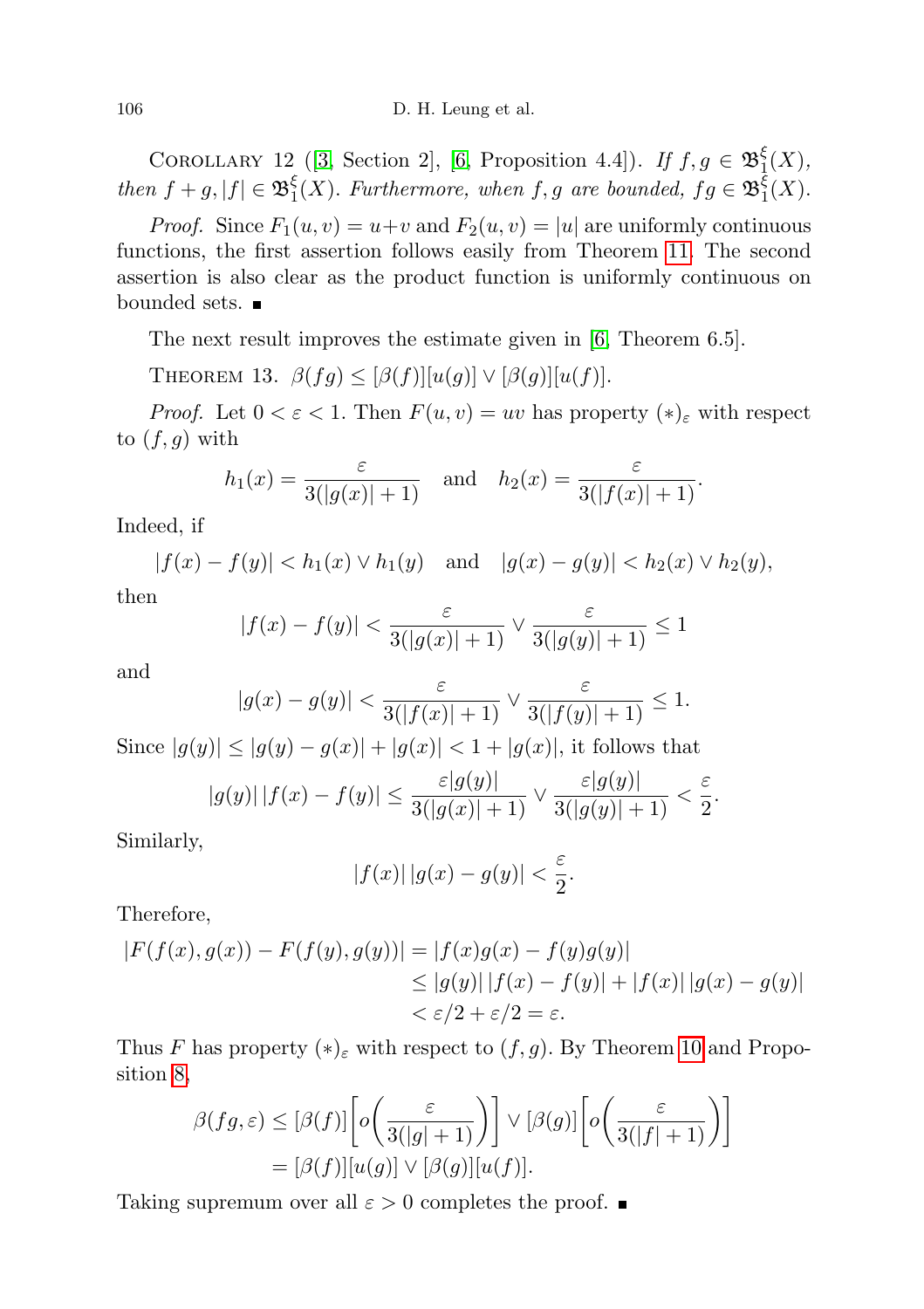Corollary 12 ([3, Section 2], [6, Proposition 4.4]). *If $f, g \in \mathfrak{B}_1^\xi(X)$, then $f+g, |f| \in \mathfrak{B}_1^\xi(X)$. Furthermore, when $f, g$ are bounded, $fg \in \mathfrak{B}_1^\xi(X)$.*

*Proof.* Since $F_1(u,v) = u+v$ and $F_2(u,v) = |u|$ are uniformly continuous functions, the first assertion follows easily from Theorem 11. The second assertion is also clear as the product function is uniformly continuous on bounded sets. ∎

The next result improves the estimate given in [6, Theorem 6.5].

Theorem 13. $\beta(fg) \le [\beta(f)][u(g)] \vee [\beta(g)][u(f)]$.

*Proof.* Let $0 < \varepsilon < 1$. Then $F(u,v) = uv$ has property $(*)_\varepsilon$ with respect to $(f, g)$ with

$$h_1(x) = \frac{\varepsilon}{3(|g(x)|+1)} \quad \text{and} \quad h_2(x) = \frac{\varepsilon}{3(|f(x)|+1)}.$$

Indeed, if

$$|f(x) - f(y)| < h_1(x) \vee h_1(y) \quad \text{and} \quad |g(x) - g(y)| < h_2(x) \vee h_2(y),$$

then

$$|f(x) - f(y)| < \frac{\varepsilon}{3(|g(x)|+1)} \vee \frac{\varepsilon}{3(|g(y)|+1)} \le 1$$

and

$$|g(x) - g(y)| < \frac{\varepsilon}{3(|f(x)|+1)} \vee \frac{\varepsilon}{3(|f(y)|+1)} \le 1.$$

Since $|g(y)| \le |g(y) - g(x)| + |g(x)| < 1 + |g(x)|$, it follows that

$$|g(y)|\,|f(x) - f(y)| \le \frac{\varepsilon|g(y)|}{3(|g(x)|+1)} \vee \frac{\varepsilon|g(y)|}{3(|g(y)|+1)} < \frac{\varepsilon}{2}.$$

Similarly,

$$|f(x)|\,|g(x) - g(y)| < \frac{\varepsilon}{2}.$$

Therefore,

$$\begin{aligned}
|F(f(x), g(x)) - F(f(y), g(y))| &= |f(x)g(x) - f(y)g(y)| \\
&\le |g(y)|\,|f(x) - f(y)| + |f(x)|\,|g(x) - g(y)| \\
&< \varepsilon/2 + \varepsilon/2 = \varepsilon.
\end{aligned}$$

Thus $F$ has property $(*)_\varepsilon$ with respect to $(f, g)$. By Theorem 10 and Proposition 8,

$$\begin{aligned}
\beta(fg, \varepsilon) &\le [\beta(f)]\left[o\left(\frac{\varepsilon}{3(|g|+1)}\right)\right] \vee [\beta(g)]\left[o\left(\frac{\varepsilon}{3(|f|+1)}\right)\right] \\
&= [\beta(f)][u(g)] \vee [\beta(g)][u(f)].
\end{aligned}$$

Taking supremum over all $\varepsilon > 0$ completes the proof. ∎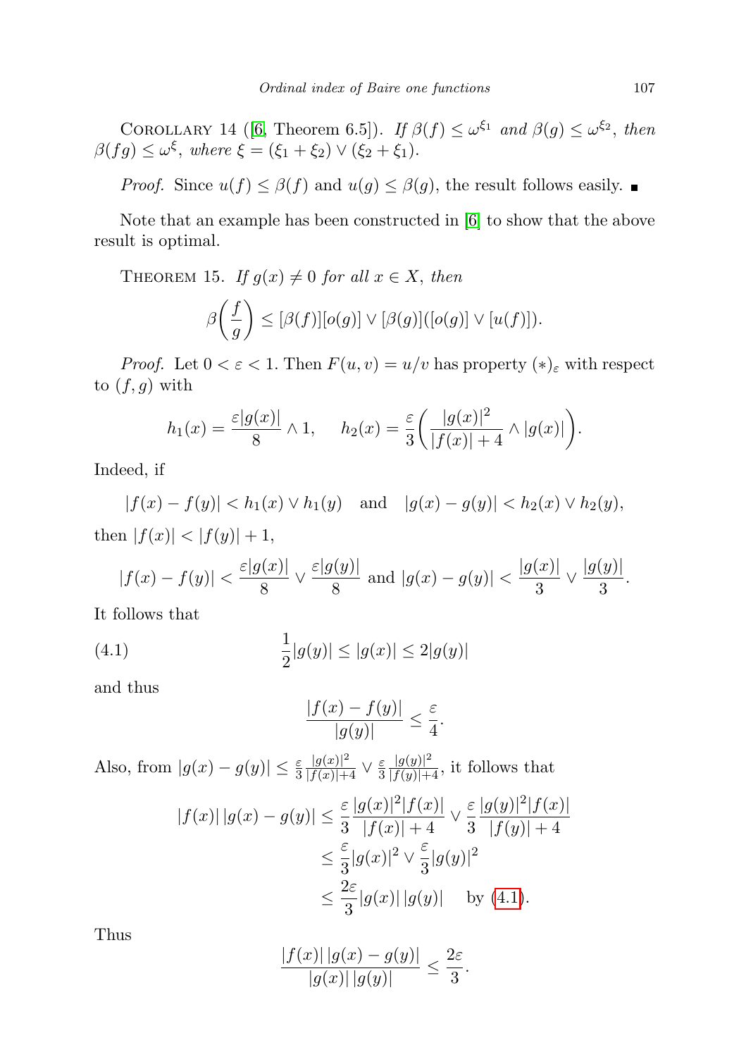Corollary 14 ([6, Theorem 6.5]). *If $\beta(f) \le \omega^{\xi_1}$ and $\beta(g) \le \omega^{\xi_2}$, then $\beta(fg) \le \omega^{\xi}$, where $\xi = (\xi_1 + \xi_2) \vee (\xi_2 + \xi_1)$.*

*Proof.* Since $u(f) \le \beta(f)$ and $u(g) \le \beta(g)$, the result follows easily. ■

Note that an example has been constructed in [6] to show that the above result is optimal.

Theorem 15. *If $g(x) \neq 0$ for all $x \in X$, then*

$$\beta\left(\frac{f}{g}\right) \le [\beta(f)][o(g)] \vee [\beta(g)]([o(g)] \vee [u(f)]).$$

*Proof.* Let $0 < \varepsilon < 1$. Then $F(u, v) = u/v$ has property $(*)_\varepsilon$ with respect to $(f, g)$ with

$$h_1(x) = \frac{\varepsilon |g(x)|}{8} \wedge 1, \quad h_2(x) = \frac{\varepsilon}{3}\left(\frac{|g(x)|^2}{|f(x)| + 4} \wedge |g(x)|\right).$$

Indeed, if

$$|f(x) - f(y)| < h_1(x) \vee h_1(y) \quad \text{and} \quad |g(x) - g(y)| < h_2(x) \vee h_2(y),$$

then $|f(x)| < |f(y)| + 1$,

$$|f(x) - f(y)| < \frac{\varepsilon |g(x)|}{8} \vee \frac{\varepsilon |g(y)|}{8} \text{ and } |g(x) - g(y)| < \frac{|g(x)|}{3} \vee \frac{|g(y)|}{3}.$$

It follows that

$$\frac{1}{2}|g(y)| \le |g(x)| \le 2|g(y)| \tag{4.1}$$

and thus

$$\frac{|f(x) - f(y)|}{|g(y)|} \le \frac{\varepsilon}{4}.$$

Also, from $|g(x) - g(y)| \le \frac{\varepsilon}{3}\frac{|g(x)|^2}{|f(x)|+4} \vee \frac{\varepsilon}{3}\frac{|g(y)|^2}{|f(y)|+4}$, it follows that

$$\begin{aligned}
|f(x)|\,|g(x) - g(y)| &\le \frac{\varepsilon}{3}\frac{|g(x)|^2 |f(x)|}{|f(x)| + 4} \vee \frac{\varepsilon}{3}\frac{|g(y)|^2 |f(x)|}{|f(y)| + 4} \\
&\le \frac{\varepsilon}{3}|g(x)|^2 \vee \frac{\varepsilon}{3}|g(y)|^2 \\
&\le \frac{2\varepsilon}{3}|g(x)|\,|g(y)| \quad \text{by (4.1)}.
\end{aligned}$$

Thus

$$\frac{|f(x)|\,|g(x) - g(y)|}{|g(x)|\,|g(y)|} \le \frac{2\varepsilon}{3}.$$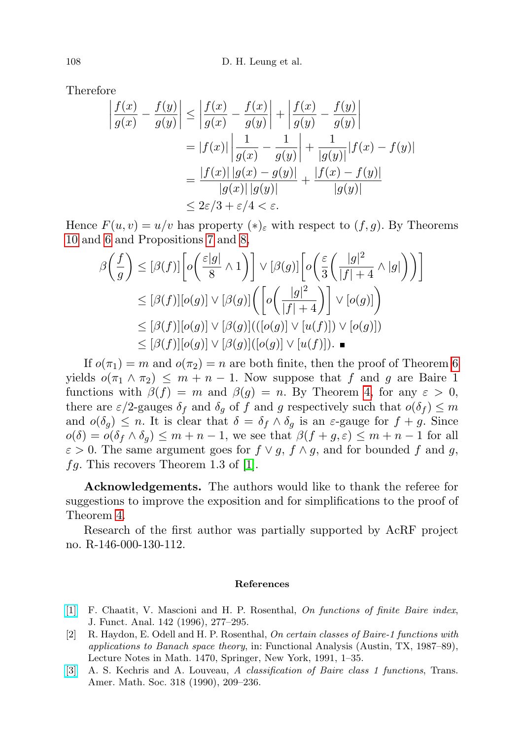Therefore

$$\begin{aligned}
\left|\frac{f(x)}{g(x)} - \frac{f(y)}{g(y)}\right| &\le \left|\frac{f(x)}{g(x)} - \frac{f(x)}{g(y)}\right| + \left|\frac{f(x)}{g(y)} - \frac{f(y)}{g(y)}\right| \\
&= |f(x)|\left|\frac{1}{g(x)} - \frac{1}{g(y)}\right| + \frac{1}{|g(y)|}|f(x) - f(y)| \\
&= \frac{|f(x)|\,|g(x) - g(y)|}{|g(x)|\,|g(y)|} + \frac{|f(x) - f(y)|}{|g(y)|} \\
&\le 2\varepsilon/3 + \varepsilon/4 < \varepsilon.
\end{aligned}$$

Hence $F(u,v) = u/v$ has property $(*)_\varepsilon$ with respect to $(f,g)$. By Theorems 10 and 6 and Propositions 7 and 8,

$$\begin{aligned}
\beta\left(\frac{f}{g}\right) &\le [\beta(f)]\left[o\left(\frac{\varepsilon|g|}{8} \wedge 1\right)\right] \vee [\beta(g)]\left[o\left(\frac{\varepsilon}{3}\left(\frac{|g|^2}{|f|+4} \wedge |g|\right)\right)\right] \\
&\le [\beta(f)][o(g)] \vee [\beta(g)]\left(\left[o\left(\frac{|g|^2}{|f|+4}\right)\right] \vee [o(g)]\right) \\
&\le [\beta(f)][o(g)] \vee [\beta(g)](([o(g)] \vee [u(f)]) \vee [o(g)]) \\
&\le [\beta(f)][o(g)] \vee [\beta(g)]([o(g)] \vee [u(f)]). \ \blacksquare
\end{aligned}$$

If $o(\pi_1) = m$ and $o(\pi_2) = n$ are both finite, then the proof of Theorem 6 yields $o(\pi_1 \wedge \pi_2) \le m + n - 1$. Now suppose that $f$ and $g$ are Baire 1 functions with $\beta(f) = m$ and $\beta(g) = n$. By Theorem 4, for any $\varepsilon > 0$, there are $\varepsilon/2$-gauges $\delta_f$ and $\delta_g$ of $f$ and $g$ respectively such that $o(\delta_f) \le m$ and $o(\delta_g) \le n$. It is clear that $\delta = \delta_f \wedge \delta_g$ is an $\varepsilon$-gauge for $f + g$. Since $o(\delta) = o(\delta_f \wedge \delta_g) \le m + n - 1$, we see that $\beta(f + g, \varepsilon) \le m + n - 1$ for all $\varepsilon > 0$. The same argument goes for $f \vee g$, $f \wedge g$, and for bounded $f$ and $g$, $fg$. This recovers Theorem 1.3 of [1].

**Acknowledgements.** The authors would like to thank the referee for suggestions to improve the exposition and for simplifications to the proof of Theorem 4.

Research of the first author was partially supported by AcRF project no. R-146-000-130-112.

## References

[1] F. Chaatit, V. Mascioni and H. P. Rosenthal, *On functions of finite Baire index*, J. Funct. Anal. 142 (1996), 277–295.

[2] R. Haydon, E. Odell and H. P. Rosenthal, *On certain classes of Baire-1 functions with applications to Banach space theory*, in: Functional Analysis (Austin, TX, 1987–89), Lecture Notes in Math. 1470, Springer, New York, 1991, 1–35.

[3] A. S. Kechris and A. Louveau, *A classification of Baire class 1 functions*, Trans. Amer. Math. Soc. 318 (1990), 209–236.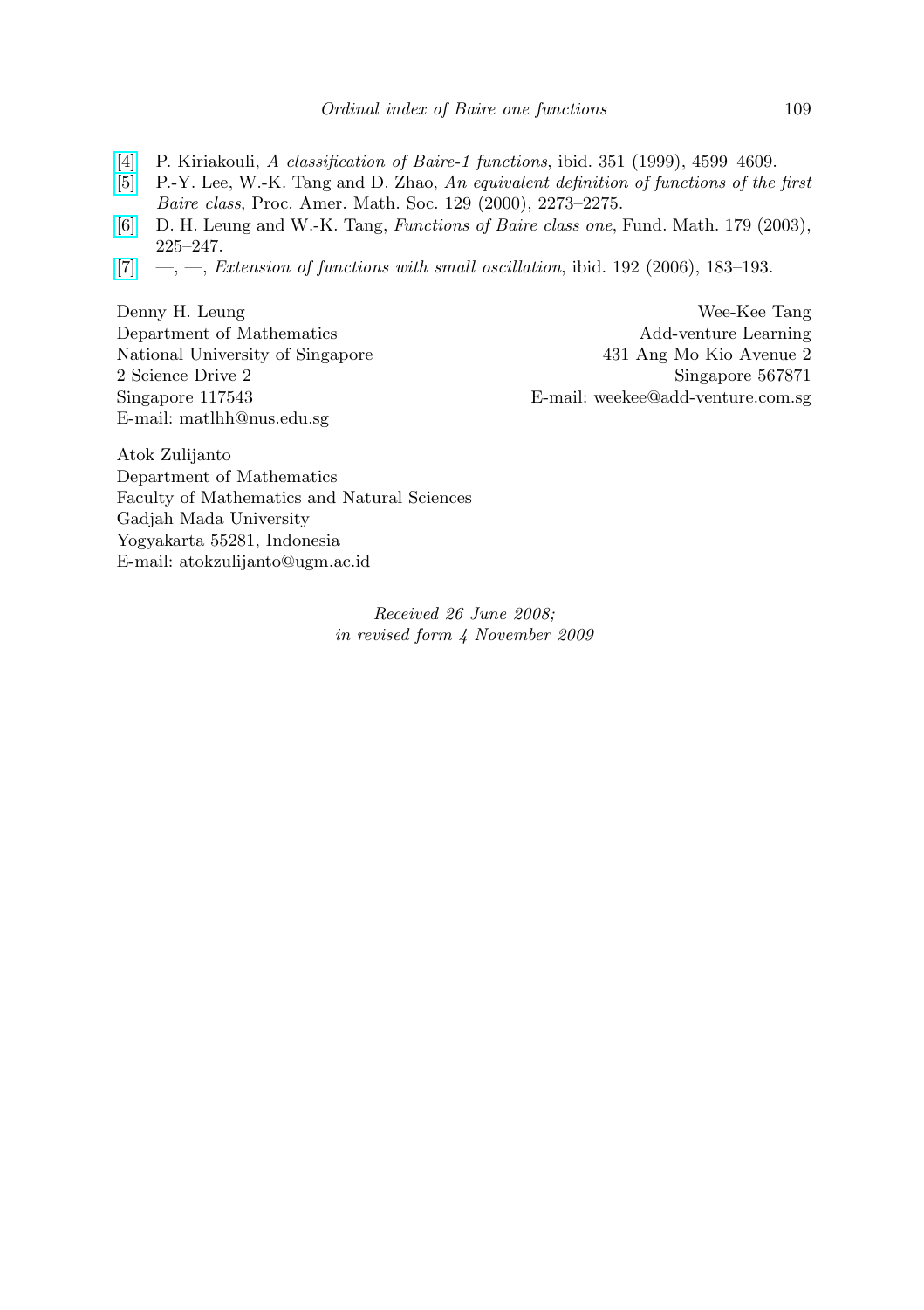[4] P. Kiriakouli, *A classification of Baire-1 functions*, ibid. 351 (1999), 4599–4609.

[5] P.-Y. Lee, W.-K. Tang and D. Zhao, *An equivalent definition of functions of the first Baire class*, Proc. Amer. Math. Soc. 129 (2000), 2273–2275.

[6] D. H. Leung and W.-K. Tang, *Functions of Baire class one*, Fund. Math. 179 (2003), 225–247.

[7] —, —, *Extension of functions with small oscillation*, ibid. 192 (2006), 183–193.

Denny H. Leung
Department of Mathematics
National University of Singapore
2 Science Drive 2
Singapore 117543
E-mail: matlhh@nus.edu.sg

Wee-Kee Tang
Add-venture Learning
431 Ang Mo Kio Avenue 2
Singapore 567871
E-mail: weekee@add-venture.com.sg

Atok Zulijanto
Department of Mathematics
Faculty of Mathematics and Natural Sciences
Gadjah Mada University
Yogyakarta 55281, Indonesia
E-mail: atokzulijanto@ugm.ac.id

*Received 26 June 2008;*
*in revised form 4 November 2009*